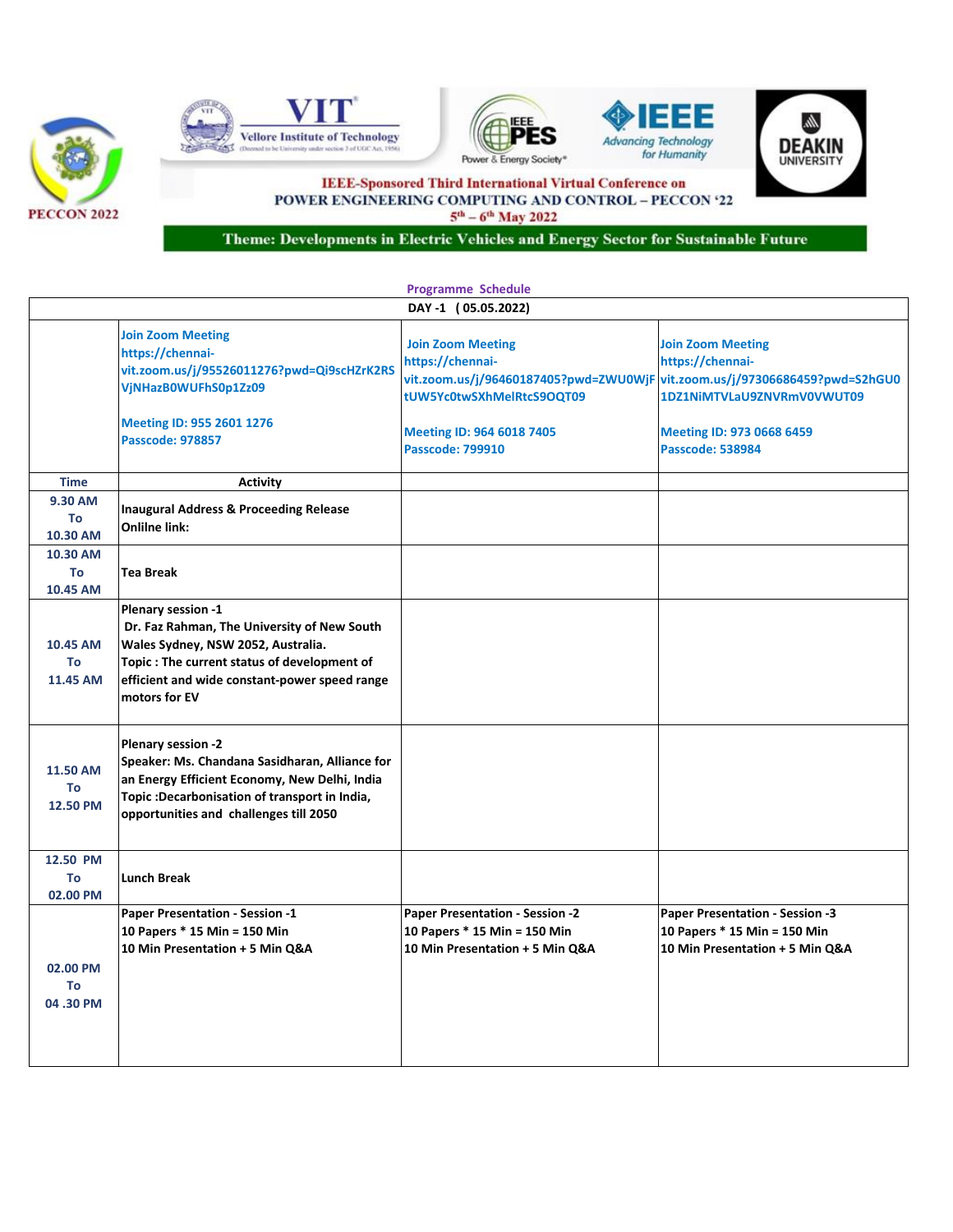PECCON 2022

VIT Vellore Institute of Technology (Deemed to be University under section 3 of UGC Act, 1956)

IEEE PES Power & Energy Society

IEEE Advancing Technology for Humanity

DEAKIN UNIVERSITY

**IEEE-Sponsored Third International Virtual Conference on**

**POWER ENGINEERING COMPUTING AND CONTROL – PECCON '22**

**5th – 6th May 2022**

**Theme: Developments in Electric Vehicles and Energy Sector for Sustainable Future**

## Programme Schedule

| DAY -1 ( 05.05.2022) | | | |
|---|---|---|---|
| | Join Zoom Meeting<br>https://chennai-vit.zoom.us/j/95526011276?pwd=Qi9scHZrK2RSVjNHazB0WUFhS0p1Zz09<br><br>Meeting ID: 955 2601 1276<br>Passcode: 978857 | Join Zoom Meeting<br>https://chennai-vit.zoom.us/j/96460187405?pwd=ZWU0WjFtUW5Yc0twSXhMelRtcS9OQT09<br><br>Meeting ID: 964 6018 7405<br>Passcode: 799910 | Join Zoom Meeting<br>https://chennai-vit.zoom.us/j/97306686459?pwd=S2hGU01DZ1NiMTVLaU9ZNVRmV0VWUT09<br><br>Meeting ID: 973 0668 6459<br>Passcode: 538984 |
| **Time** | **Activity** | | |
| 9.30 AM To 10.30 AM | Inaugural Address & Proceeding Release<br>Onlilne link: | | |
| 10.30 AM To 10.45 AM | Tea Break | | |
| 10.45 AM To 11.45 AM | Plenary session -1<br>Dr. Faz Rahman, The University of New South Wales Sydney, NSW 2052, Australia.<br>Topic : The current status of development of efficient and wide constant-power speed range motors for EV | | |
| 11.50 AM To 12.50 PM | Plenary session -2<br>Speaker: Ms. Chandana Sasidharan, Alliance for an Energy Efficient Economy, New Delhi, India<br>Topic :Decarbonisation of transport in India, opportunities and challenges till 2050 | | |
| 12.50 PM To 02.00 PM | Lunch Break | | |
| 02.00 PM To 04 .30 PM | Paper Presentation - Session -1<br>10 Papers * 15 Min = 150 Min<br>10 Min Presentation + 5 Min Q&A | Paper Presentation - Session -2<br>10 Papers * 15 Min = 150 Min<br>10 Min Presentation + 5 Min Q&A | Paper Presentation - Session -3<br>10 Papers * 15 Min = 150 Min<br>10 Min Presentation + 5 Min Q&A |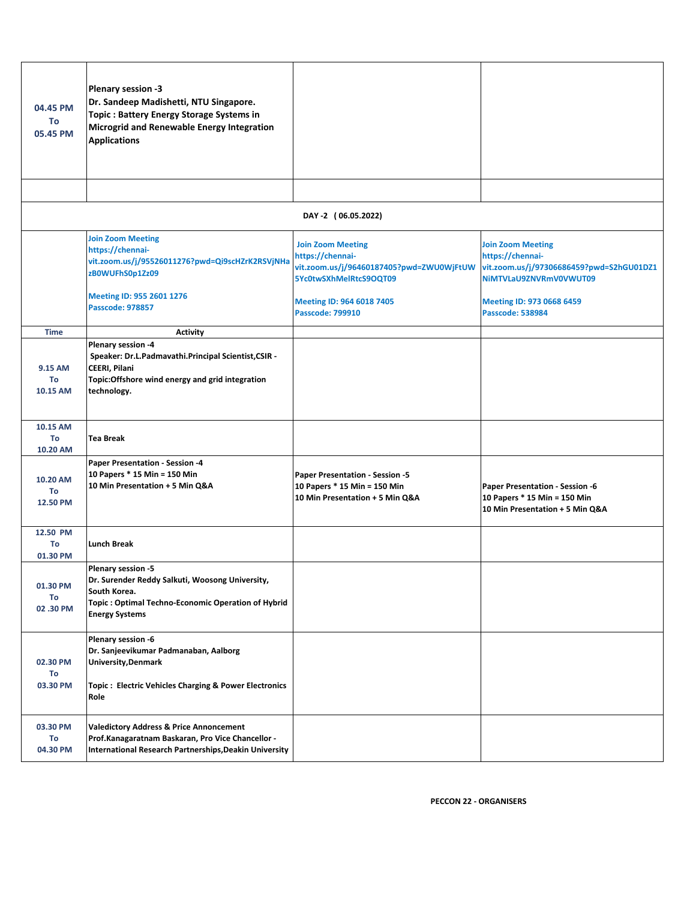| | | | |
|---|---|---|---|
| 04.45 PM To 05.45 PM | **Plenary session -3** **Dr. Sandeep Madishetti, NTU Singapore.** **Topic : Battery Energy Storage Systems in Microgrid and Renewable Energy Integration Applications** | | |
| | | | |
| **DAY -2 ( 06.05.2022)** | | | |
| | Join Zoom Meeting https://chennai-vit.zoom.us/j/95526011276?pwd=Qi9scHZrK2RSVjNHazB0WUFhS0p1Zz09 Meeting ID: 955 2601 1276 Passcode: 978857 | Join Zoom Meeting https://chennai-vit.zoom.us/j/96460187405?pwd=ZWU0WjFtUW5Yc0twSXhMelRtcS9OQT09 Meeting ID: 964 6018 7405 Passcode: 799910 | Join Zoom Meeting https://chennai-vit.zoom.us/j/97306686459?pwd=S2hGU01DZ1NiMTVLaU9ZNVRmV0VWUT09 Meeting ID: 973 0668 6459 Passcode: 538984 |
| **Time** | **Activity** | | |
| 9.15 AM To 10.15 AM | **Plenary session -4** **Speaker: Dr.L.Padmavathi.Principal Scientist,CSIR - CEERI, Pilani** **Topic:Offshore wind energy and grid integration technology.** | | |
| 10.15 AM To 10.20 AM | **Tea Break** | | |
| 10.20 AM To 12.50 PM | **Paper Presentation - Session -4** **10 Papers * 15 Min = 150 Min** **10 Min Presentation + 5 Min Q&A** | **Paper Presentation - Session -5** **10 Papers * 15 Min = 150 Min** **10 Min Presentation + 5 Min Q&A** | **Paper Presentation - Session -6** **10 Papers * 15 Min = 150 Min** **10 Min Presentation + 5 Min Q&A** |
| 12.50 PM To 01.30 PM | **Lunch Break** | | |
| 01.30 PM To 02 .30 PM | **Plenary session -5** **Dr. Surender Reddy Salkuti, Woosong University, South Korea.** **Topic : Optimal Techno-Economic Operation of Hybrid Energy Systems** | | |
| 02.30 PM To 03.30 PM | **Plenary session -6** **Dr. Sanjeevikumar Padmanaban, Aalborg University,Denmark** **Topic : Electric Vehicles Charging & Power Electronics Role** | | |
| 03.30 PM To 04.30 PM | **Valedictory Address & Price Annoncement** **Prof.Kanagaratnam Baskaran, Pro Vice Chancellor - International Research Partnerships,Deakin University** | | |

**PECCON 22 - ORGANISERS**